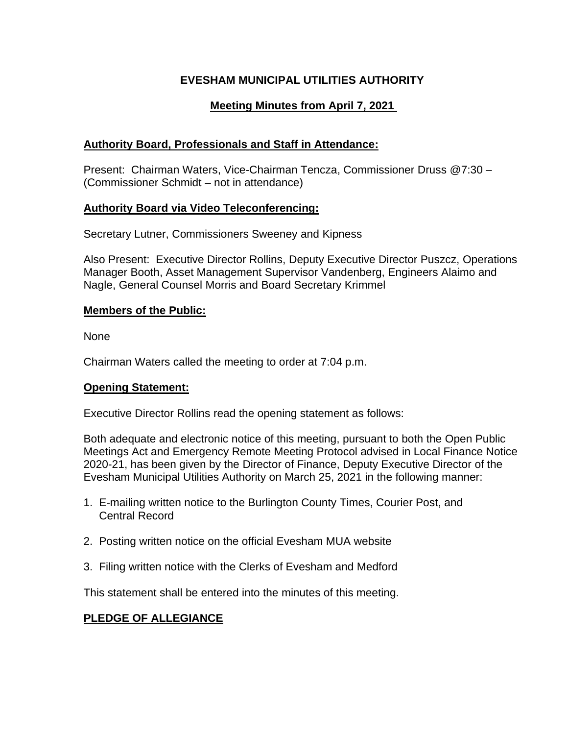# EVESHAM MUNICIPAL UTILITIES AUTHORITY

## Meeting Minutes from April 7, 2021

### Authority Board, Professionals and Staff in Attendance:

Present: Chairman Waters, Vice-Chairman Tencza, Commissioner Druss @7:30 – (Commissioner Schmidt – not in attendance)

### Authority Board via Video Teleconferencing:

Secretary Lutner, Commissioners Sweeney and Kipness

Also Present: Executive Director Rollins, Deputy Executive Director Puszcz, Operations Manager Booth, Asset Management Supervisor Vandenberg, Engineers Alaimo and Nagle, General Counsel Morris and Board Secretary Krimmel

### Members of the Public:

None

Chairman Waters called the meeting to order at 7:04 p.m.

### Opening Statement:

Executive Director Rollins read the opening statement as follows:

Both adequate and electronic notice of this meeting, pursuant to both the Open Public Meetings Act and Emergency Remote Meeting Protocol advised in Local Finance Notice 2020-21, has been given by the Director of Finance, Deputy Executive Director of the Evesham Municipal Utilities Authority on March 25, 2021 in the following manner:

1. E-mailing written notice to the Burlington County Times, Courier Post, and Central Record
2. Posting written notice on the official Evesham MUA website
3. Filing written notice with the Clerks of Evesham and Medford

This statement shall be entered into the minutes of this meeting.

### PLEDGE OF ALLEGIANCE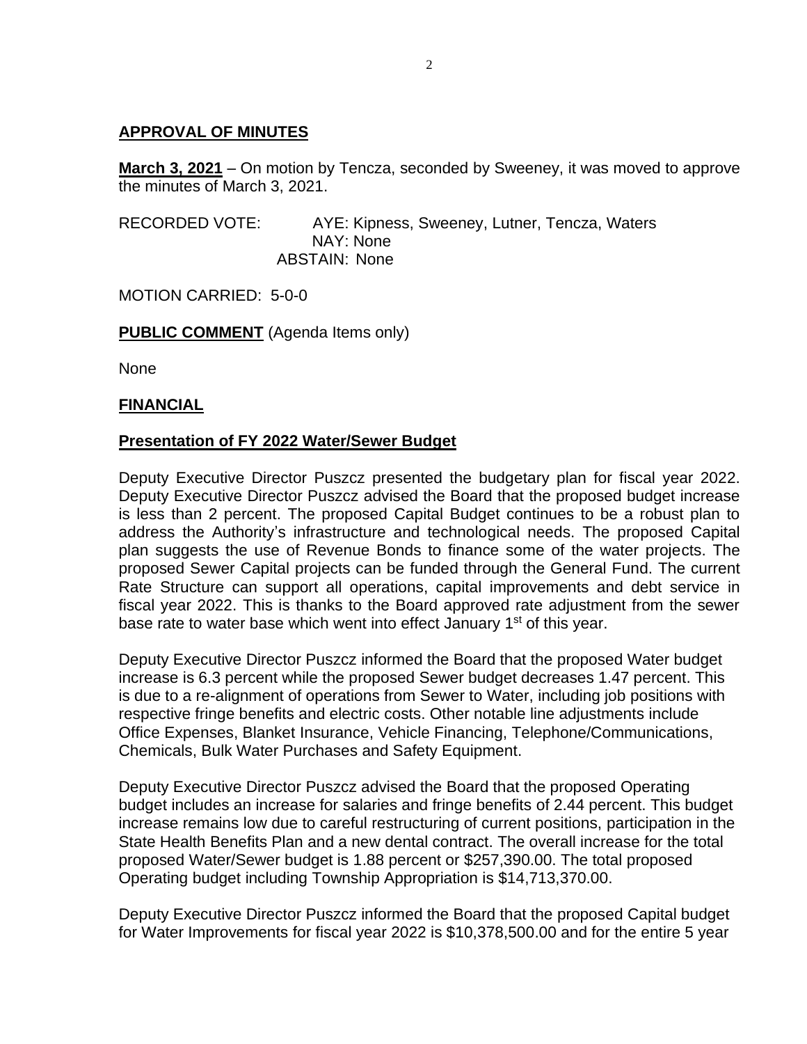## APPROVAL OF MINUTES

**March 3, 2021** – On motion by Tencza, seconded by Sweeney, it was moved to approve the minutes of March 3, 2021.

RECORDED VOTE: AYE: Kipness, Sweeney, Lutner, Tencza, Waters
NAY: None
ABSTAIN: None

MOTION CARRIED: 5-0-0

**PUBLIC COMMENT** (Agenda Items only)

None

## FINANCIAL

### Presentation of FY 2022 Water/Sewer Budget

Deputy Executive Director Puszcz presented the budgetary plan for fiscal year 2022. Deputy Executive Director Puszcz advised the Board that the proposed budget increase is less than 2 percent. The proposed Capital Budget continues to be a robust plan to address the Authority's infrastructure and technological needs. The proposed Capital plan suggests the use of Revenue Bonds to finance some of the water projects. The proposed Sewer Capital projects can be funded through the General Fund. The current Rate Structure can support all operations, capital improvements and debt service in fiscal year 2022. This is thanks to the Board approved rate adjustment from the sewer base rate to water base which went into effect January 1st of this year.

Deputy Executive Director Puszcz informed the Board that the proposed Water budget increase is 6.3 percent while the proposed Sewer budget decreases 1.47 percent. This is due to a re-alignment of operations from Sewer to Water, including job positions with respective fringe benefits and electric costs. Other notable line adjustments include Office Expenses, Blanket Insurance, Vehicle Financing, Telephone/Communications, Chemicals, Bulk Water Purchases and Safety Equipment.

Deputy Executive Director Puszcz advised the Board that the proposed Operating budget includes an increase for salaries and fringe benefits of 2.44 percent. This budget increase remains low due to careful restructuring of current positions, participation in the State Health Benefits Plan and a new dental contract. The overall increase for the total proposed Water/Sewer budget is 1.88 percent or $257,390.00. The total proposed Operating budget including Township Appropriation is $14,713,370.00.

Deputy Executive Director Puszcz informed the Board that the proposed Capital budget for Water Improvements for fiscal year 2022 is $10,378,500.00 and for the entire 5 year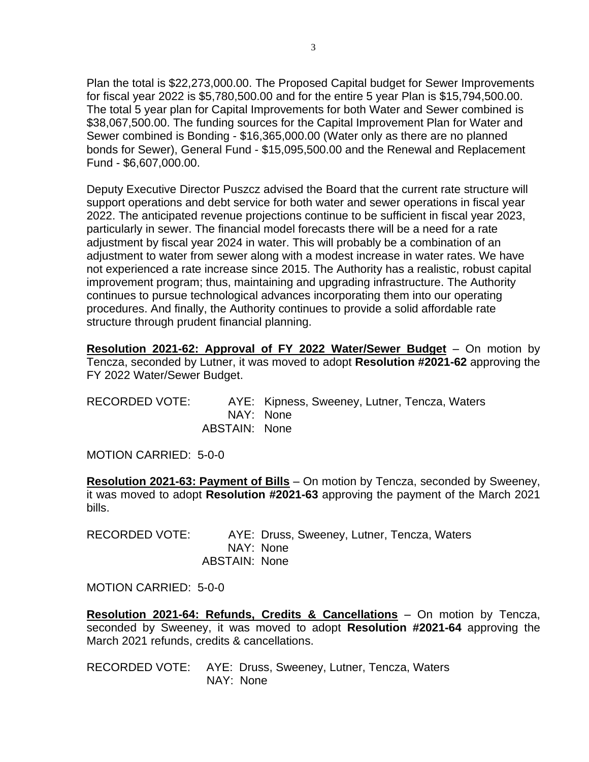Plan the total is $22,273,000.00. The Proposed Capital budget for Sewer Improvements for fiscal year 2022 is $5,780,500.00 and for the entire 5 year Plan is $15,794,500.00. The total 5 year plan for Capital Improvements for both Water and Sewer combined is $38,067,500.00. The funding sources for the Capital Improvement Plan for Water and Sewer combined is Bonding - $16,365,000.00 (Water only as there are no planned bonds for Sewer), General Fund - $15,095,500.00 and the Renewal and Replacement Fund - $6,607,000.00.

Deputy Executive Director Puszcz advised the Board that the current rate structure will support operations and debt service for both water and sewer operations in fiscal year 2022. The anticipated revenue projections continue to be sufficient in fiscal year 2023, particularly in sewer. The financial model forecasts there will be a need for a rate adjustment by fiscal year 2024 in water. This will probably be a combination of an adjustment to water from sewer along with a modest increase in water rates. We have not experienced a rate increase since 2015. The Authority has a realistic, robust capital improvement program; thus, maintaining and upgrading infrastructure. The Authority continues to pursue technological advances incorporating them into our operating procedures. And finally, the Authority continues to provide a solid affordable rate structure through prudent financial planning.

**Resolution 2021-62: Approval of FY 2022 Water/Sewer Budget** – On motion by Tencza, seconded by Lutner, it was moved to adopt **Resolution #2021-62** approving the FY 2022 Water/Sewer Budget.

RECORDED VOTE: AYE: Kipness, Sweeney, Lutner, Tencza, Waters
NAY: None
ABSTAIN: None

MOTION CARRIED: 5-0-0

**Resolution 2021-63: Payment of Bills** – On motion by Tencza, seconded by Sweeney, it was moved to adopt **Resolution #2021-63** approving the payment of the March 2021 bills.

RECORDED VOTE: AYE: Druss, Sweeney, Lutner, Tencza, Waters
NAY: None
ABSTAIN: None

MOTION CARRIED: 5-0-0

**Resolution 2021-64: Refunds, Credits & Cancellations** – On motion by Tencza, seconded by Sweeney, it was moved to adopt **Resolution #2021-64** approving the March 2021 refunds, credits & cancellations.

RECORDED VOTE: AYE: Druss, Sweeney, Lutner, Tencza, Waters
NAY: None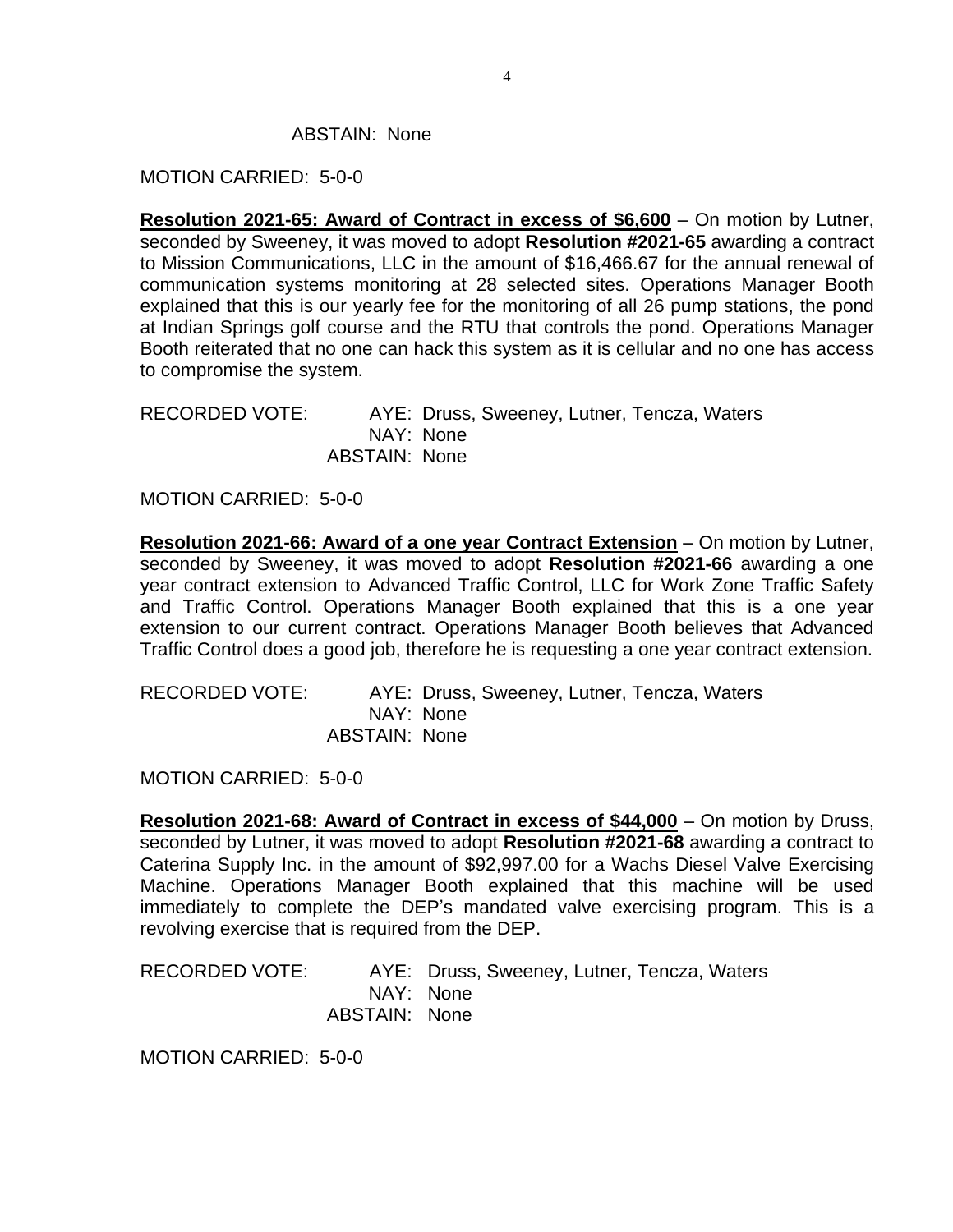ABSTAIN: None

MOTION CARRIED: 5-0-0

**Resolution 2021-65: Award of Contract in excess of $6,600** – On motion by Lutner, seconded by Sweeney, it was moved to adopt **Resolution #2021-65** awarding a contract to Mission Communications, LLC in the amount of $16,466.67 for the annual renewal of communication systems monitoring at 28 selected sites. Operations Manager Booth explained that this is our yearly fee for the monitoring of all 26 pump stations, the pond at Indian Springs golf course and the RTU that controls the pond. Operations Manager Booth reiterated that no one can hack this system as it is cellular and no one has access to compromise the system.

RECORDED VOTE: AYE: Druss, Sweeney, Lutner, Tencza, Waters
NAY: None
ABSTAIN: None

MOTION CARRIED: 5-0-0

**Resolution 2021-66: Award of a one year Contract Extension** – On motion by Lutner, seconded by Sweeney, it was moved to adopt **Resolution #2021-66** awarding a one year contract extension to Advanced Traffic Control, LLC for Work Zone Traffic Safety and Traffic Control. Operations Manager Booth explained that this is a one year extension to our current contract. Operations Manager Booth believes that Advanced Traffic Control does a good job, therefore he is requesting a one year contract extension.

RECORDED VOTE: AYE: Druss, Sweeney, Lutner, Tencza, Waters
NAY: None
ABSTAIN: None

MOTION CARRIED: 5-0-0

**Resolution 2021-68: Award of Contract in excess of $44,000** – On motion by Druss, seconded by Lutner, it was moved to adopt **Resolution #2021-68** awarding a contract to Caterina Supply Inc. in the amount of $92,997.00 for a Wachs Diesel Valve Exercising Machine. Operations Manager Booth explained that this machine will be used immediately to complete the DEP's mandated valve exercising program. This is a revolving exercise that is required from the DEP.

RECORDED VOTE: AYE: Druss, Sweeney, Lutner, Tencza, Waters
NAY: None
ABSTAIN: None

MOTION CARRIED: 5-0-0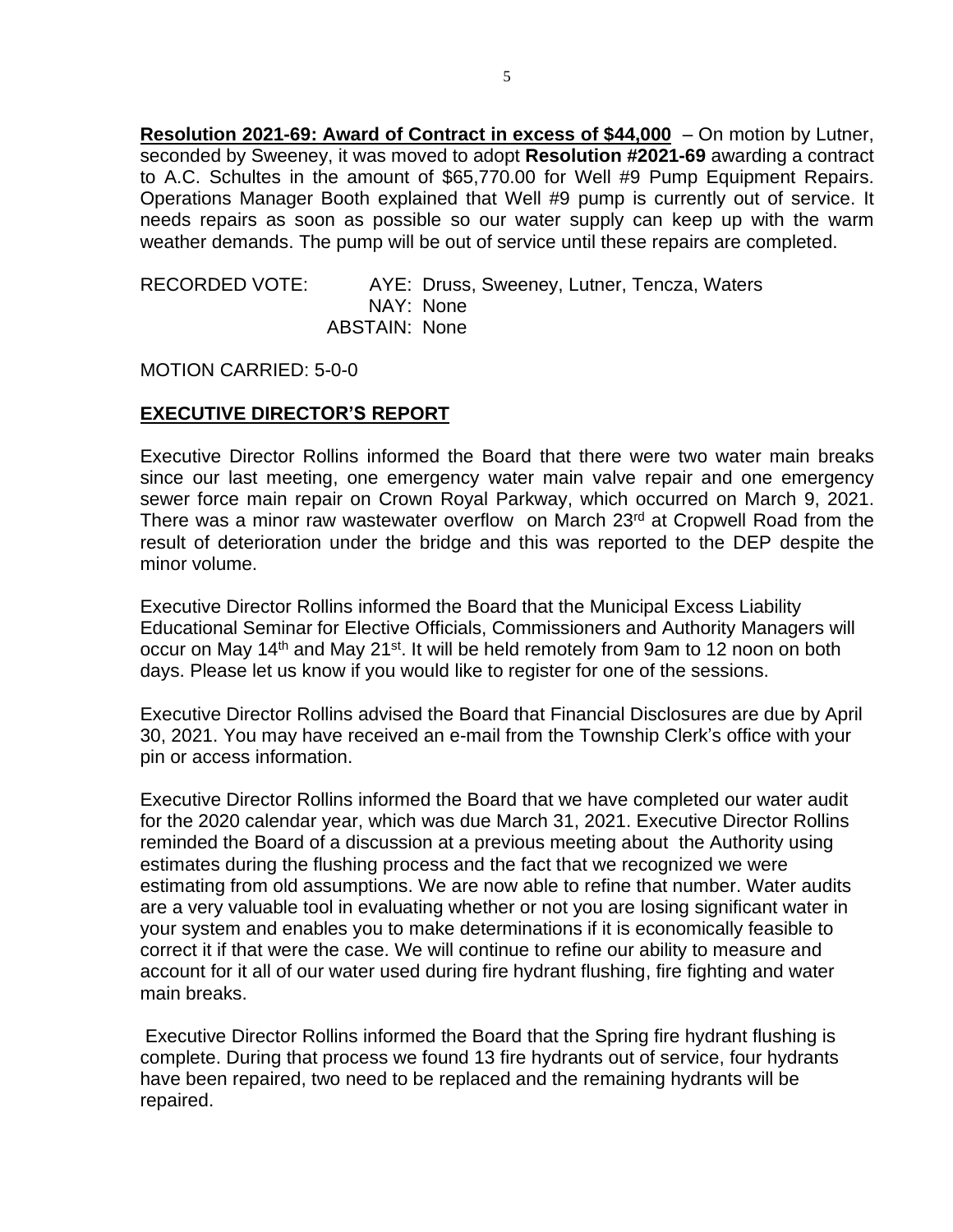**Resolution 2021-69: Award of Contract in excess of $44,000** – On motion by Lutner, seconded by Sweeney, it was moved to adopt **Resolution #2021-69** awarding a contract to A.C. Schultes in the amount of $65,770.00 for Well #9 Pump Equipment Repairs. Operations Manager Booth explained that Well #9 pump is currently out of service. It needs repairs as soon as possible so our water supply can keep up with the warm weather demands. The pump will be out of service until these repairs are completed.

RECORDED VOTE: AYE: Druss, Sweeney, Lutner, Tencza, Waters
NAY: None
ABSTAIN: None

MOTION CARRIED: 5-0-0

**EXECUTIVE DIRECTOR'S REPORT**

Executive Director Rollins informed the Board that there were two water main breaks since our last meeting, one emergency water main valve repair and one emergency sewer force main repair on Crown Royal Parkway, which occurred on March 9, 2021. There was a minor raw wastewater overflow on March 23rd at Cropwell Road from the result of deterioration under the bridge and this was reported to the DEP despite the minor volume.

Executive Director Rollins informed the Board that the Municipal Excess Liability Educational Seminar for Elective Officials, Commissioners and Authority Managers will occur on May 14th and May 21st. It will be held remotely from 9am to 12 noon on both days. Please let us know if you would like to register for one of the sessions.

Executive Director Rollins advised the Board that Financial Disclosures are due by April 30, 2021. You may have received an e-mail from the Township Clerk's office with your pin or access information.

Executive Director Rollins informed the Board that we have completed our water audit for the 2020 calendar year, which was due March 31, 2021. Executive Director Rollins reminded the Board of a discussion at a previous meeting about the Authority using estimates during the flushing process and the fact that we recognized we were estimating from old assumptions. We are now able to refine that number. Water audits are a very valuable tool in evaluating whether or not you are losing significant water in your system and enables you to make determinations if it is economically feasible to correct it if that were the case. We will continue to refine our ability to measure and account for it all of our water used during fire hydrant flushing, fire fighting and water main breaks.

Executive Director Rollins informed the Board that the Spring fire hydrant flushing is complete. During that process we found 13 fire hydrants out of service, four hydrants have been repaired, two need to be replaced and the remaining hydrants will be repaired.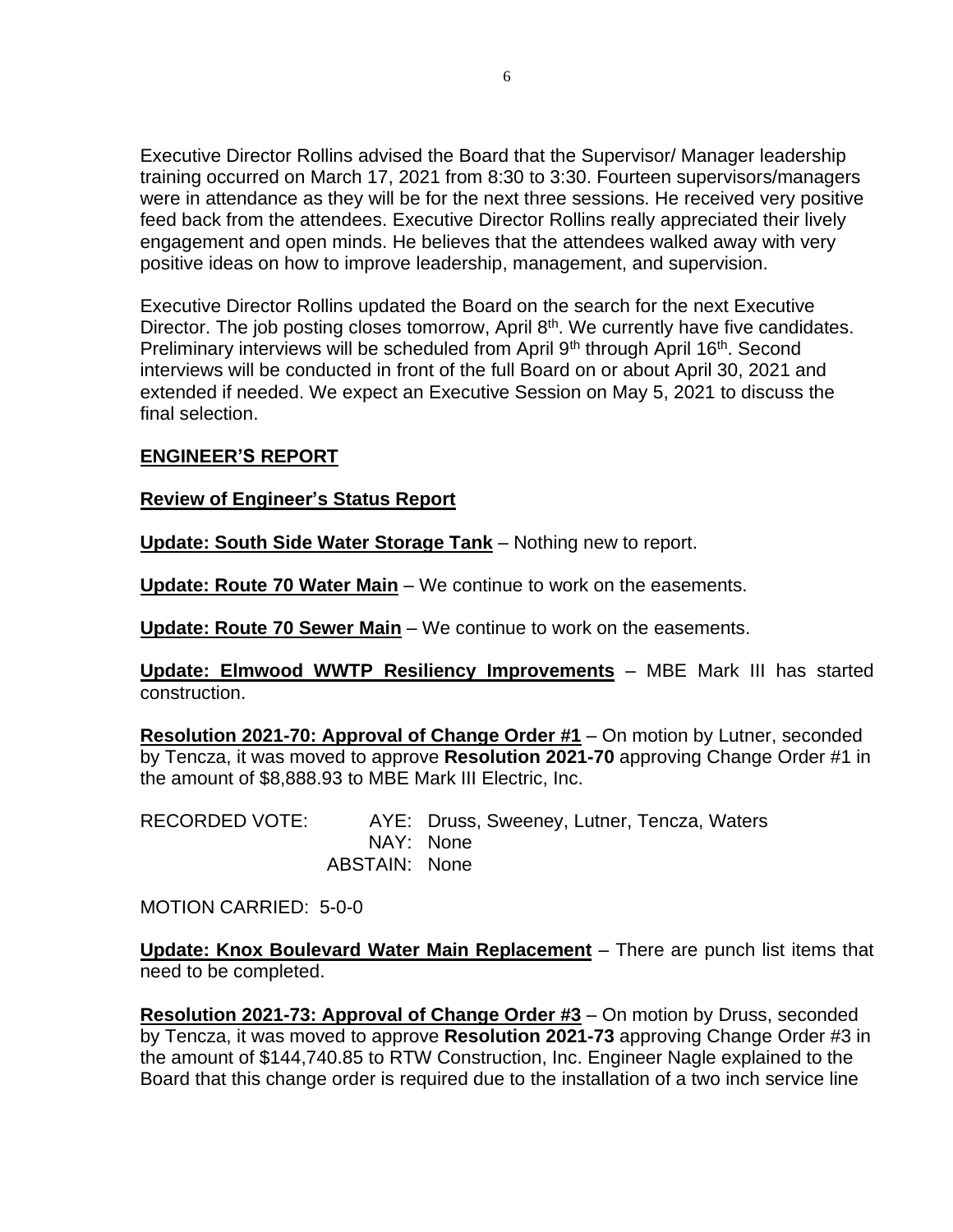Executive Director Rollins advised the Board that the Supervisor/ Manager leadership training occurred on March 17, 2021 from 8:30 to 3:30. Fourteen supervisors/managers were in attendance as they will be for the next three sessions. He received very positive feed back from the attendees. Executive Director Rollins really appreciated their lively engagement and open minds. He believes that the attendees walked away with very positive ideas on how to improve leadership, management, and supervision.

Executive Director Rollins updated the Board on the search for the next Executive Director. The job posting closes tomorrow, April 8th. We currently have five candidates. Preliminary interviews will be scheduled from April 9th through April 16th. Second interviews will be conducted in front of the full Board on or about April 30, 2021 and extended if needed. We expect an Executive Session on May 5, 2021 to discuss the final selection.

## ENGINEER'S REPORT

### Review of Engineer's Status Report

**Update: South Side Water Storage Tank** – Nothing new to report.

**Update: Route 70 Water Main** – We continue to work on the easements.

**Update: Route 70 Sewer Main** – We continue to work on the easements.

**Update: Elmwood WWTP Resiliency Improvements** – MBE Mark III has started construction.

**Resolution 2021-70: Approval of Change Order #1** – On motion by Lutner, seconded by Tencza, it was moved to approve **Resolution 2021-70** approving Change Order #1 in the amount of $8,888.93 to MBE Mark III Electric, Inc.

RECORDED VOTE: AYE: Druss, Sweeney, Lutner, Tencza, Waters
NAY: None
ABSTAIN: None

MOTION CARRIED: 5-0-0

**Update: Knox Boulevard Water Main Replacement** – There are punch list items that need to be completed.

**Resolution 2021-73: Approval of Change Order #3** – On motion by Druss, seconded by Tencza, it was moved to approve **Resolution 2021-73** approving Change Order #3 in the amount of $144,740.85 to RTW Construction, Inc. Engineer Nagle explained to the Board that this change order is required due to the installation of a two inch service line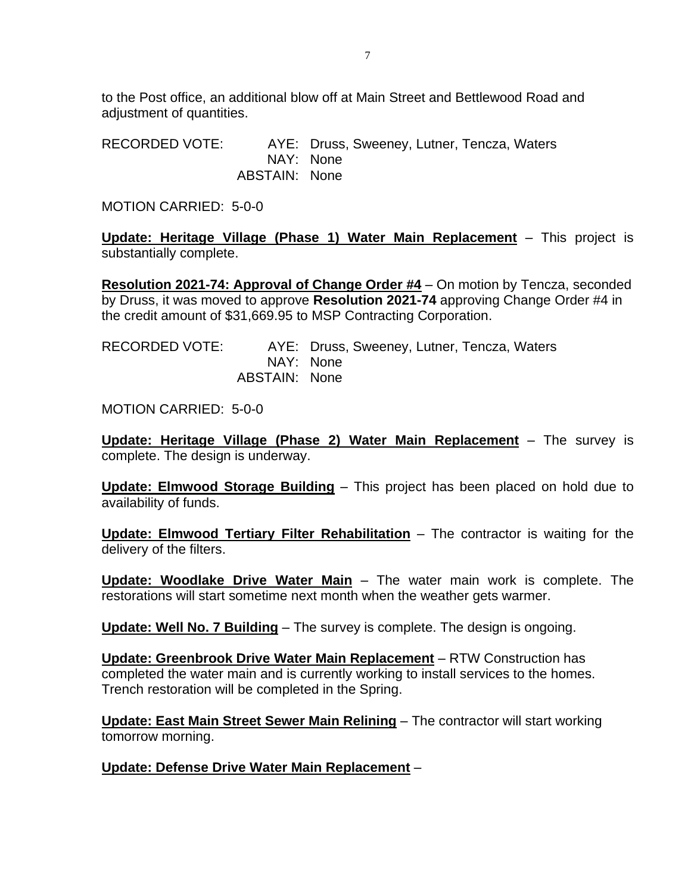to the Post office, an additional blow off at Main Street and Bettlewood Road and adjustment of quantities.

RECORDED VOTE: AYE: Druss, Sweeney, Lutner, Tencza, Waters
NAY: None
ABSTAIN: None

MOTION CARRIED: 5-0-0

**Update: Heritage Village (Phase 1) Water Main Replacement** – This project is substantially complete.

**Resolution 2021-74: Approval of Change Order #4** – On motion by Tencza, seconded by Druss, it was moved to approve **Resolution 2021-74** approving Change Order #4 in the credit amount of $31,669.95 to MSP Contracting Corporation.

RECORDED VOTE: AYE: Druss, Sweeney, Lutner, Tencza, Waters
NAY: None
ABSTAIN: None

MOTION CARRIED: 5-0-0

**Update: Heritage Village (Phase 2) Water Main Replacement** – The survey is complete. The design is underway.

**Update: Elmwood Storage Building** – This project has been placed on hold due to availability of funds.

**Update: Elmwood Tertiary Filter Rehabilitation** – The contractor is waiting for the delivery of the filters.

**Update: Woodlake Drive Water Main** – The water main work is complete. The restorations will start sometime next month when the weather gets warmer.

**Update: Well No. 7 Building** – The survey is complete. The design is ongoing.

**Update: Greenbrook Drive Water Main Replacement** – RTW Construction has completed the water main and is currently working to install services to the homes. Trench restoration will be completed in the Spring.

**Update: East Main Street Sewer Main Relining** – The contractor will start working tomorrow morning.

**Update: Defense Drive Water Main Replacement** –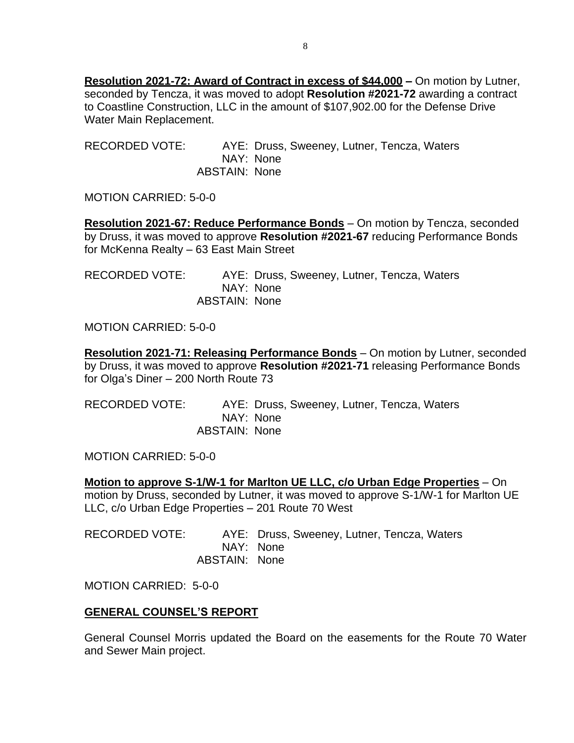**Resolution 2021-72: Award of Contract in excess of $44,000 –** On motion by Lutner, seconded by Tencza, it was moved to adopt **Resolution #2021-72** awarding a contract to Coastline Construction, LLC in the amount of $107,902.00 for the Defense Drive Water Main Replacement.

RECORDED VOTE: AYE: Druss, Sweeney, Lutner, Tencza, Waters
NAY: None
ABSTAIN: None

MOTION CARRIED: 5-0-0

**Resolution 2021-67: Reduce Performance Bonds** – On motion by Tencza, seconded by Druss, it was moved to approve **Resolution #2021-67** reducing Performance Bonds for McKenna Realty – 63 East Main Street

RECORDED VOTE: AYE: Druss, Sweeney, Lutner, Tencza, Waters
NAY: None
ABSTAIN: None

MOTION CARRIED: 5-0-0

**Resolution 2021-71: Releasing Performance Bonds** – On motion by Lutner, seconded by Druss, it was moved to approve **Resolution #2021-71** releasing Performance Bonds for Olga's Diner – 200 North Route 73

RECORDED VOTE: AYE: Druss, Sweeney, Lutner, Tencza, Waters
NAY: None
ABSTAIN: None

MOTION CARRIED: 5-0-0

**Motion to approve S-1/W-1 for Marlton UE LLC, c/o Urban Edge Properties** – On motion by Druss, seconded by Lutner, it was moved to approve S-1/W-1 for Marlton UE LLC, c/o Urban Edge Properties – 201 Route 70 West

RECORDED VOTE: AYE: Druss, Sweeney, Lutner, Tencza, Waters
NAY: None
ABSTAIN: None

MOTION CARRIED: 5-0-0

## GENERAL COUNSEL'S REPORT

General Counsel Morris updated the Board on the easements for the Route 70 Water and Sewer Main project.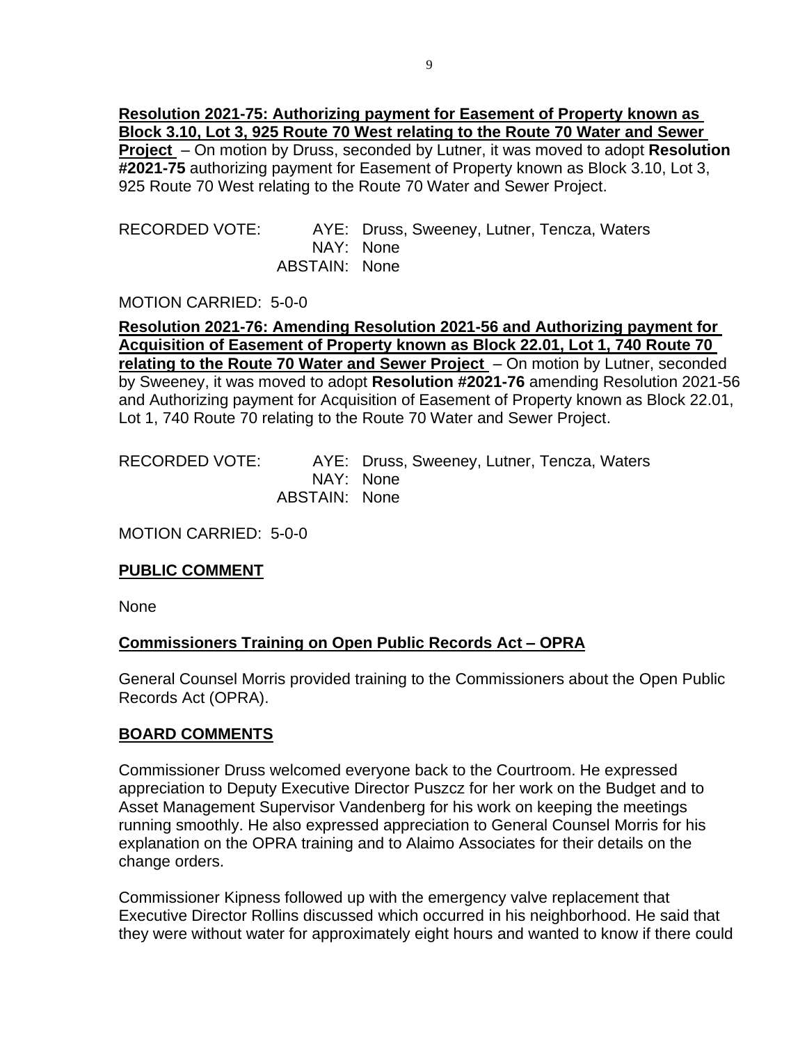**Resolution 2021-75: Authorizing payment for Easement of Property known as Block 3.10, Lot 3, 925 Route 70 West relating to the Route 70 Water and Sewer Project** – On motion by Druss, seconded by Lutner, it was moved to adopt **Resolution #2021-75** authorizing payment for Easement of Property known as Block 3.10, Lot 3, 925 Route 70 West relating to the Route 70 Water and Sewer Project.

RECORDED VOTE: AYE: Druss, Sweeney, Lutner, Tencza, Waters
NAY: None
ABSTAIN: None

MOTION CARRIED: 5-0-0

**Resolution 2021-76: Amending Resolution 2021-56 and Authorizing payment for Acquisition of Easement of Property known as Block 22.01, Lot 1, 740 Route 70 relating to the Route 70 Water and Sewer Project** – On motion by Lutner, seconded by Sweeney, it was moved to adopt **Resolution #2021-76** amending Resolution 2021-56 and Authorizing payment for Acquisition of Easement of Property known as Block 22.01, Lot 1, 740 Route 70 relating to the Route 70 Water and Sewer Project.

RECORDED VOTE: AYE: Druss, Sweeney, Lutner, Tencza, Waters
NAY: None
ABSTAIN: None

MOTION CARRIED: 5-0-0

## PUBLIC COMMENT

None

## Commissioners Training on Open Public Records Act – OPRA

General Counsel Morris provided training to the Commissioners about the Open Public Records Act (OPRA).

## BOARD COMMENTS

Commissioner Druss welcomed everyone back to the Courtroom. He expressed appreciation to Deputy Executive Director Puszcz for her work on the Budget and to Asset Management Supervisor Vandenberg for his work on keeping the meetings running smoothly. He also expressed appreciation to General Counsel Morris for his explanation on the OPRA training and to Alaimo Associates for their details on the change orders.

Commissioner Kipness followed up with the emergency valve replacement that Executive Director Rollins discussed which occurred in his neighborhood. He said that they were without water for approximately eight hours and wanted to know if there could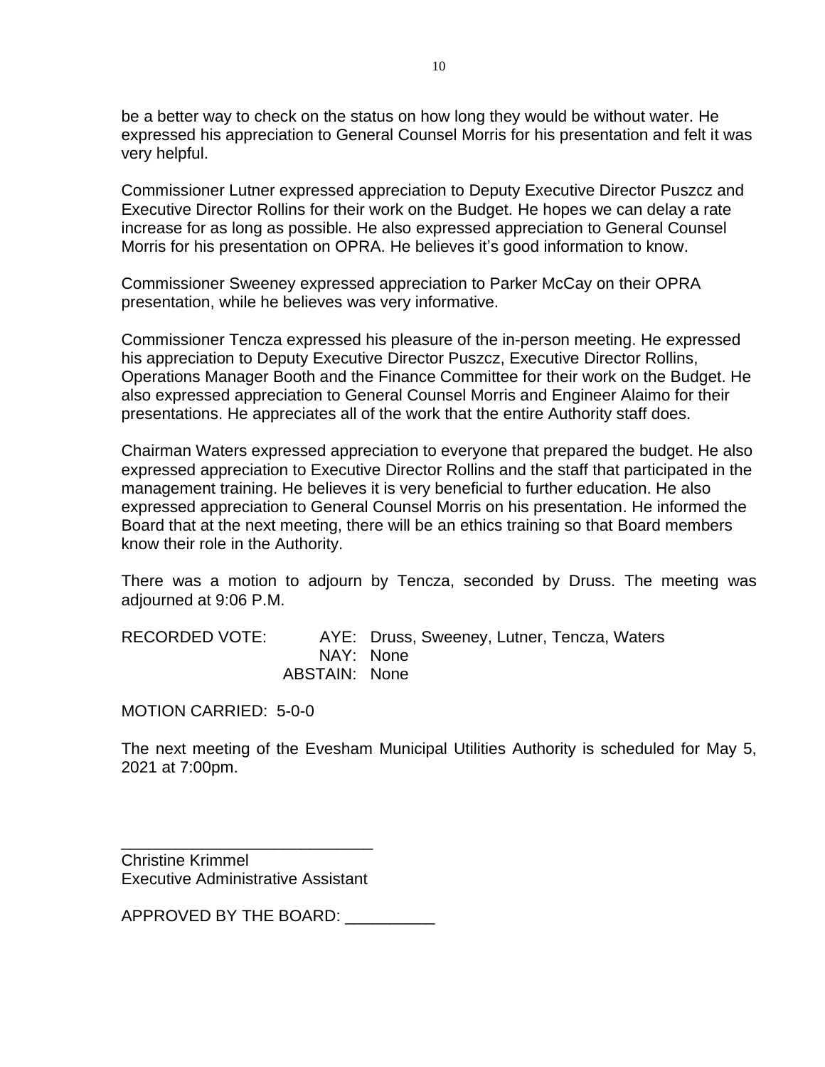be a better way to check on the status on how long they would be without water. He expressed his appreciation to General Counsel Morris for his presentation and felt it was very helpful.

Commissioner Lutner expressed appreciation to Deputy Executive Director Puszcz and Executive Director Rollins for their work on the Budget. He hopes we can delay a rate increase for as long as possible. He also expressed appreciation to General Counsel Morris for his presentation on OPRA. He believes it's good information to know.

Commissioner Sweeney expressed appreciation to Parker McCay on their OPRA presentation, while he believes was very informative.

Commissioner Tencza expressed his pleasure of the in-person meeting. He expressed his appreciation to Deputy Executive Director Puszcz, Executive Director Rollins, Operations Manager Booth and the Finance Committee for their work on the Budget. He also expressed appreciation to General Counsel Morris and Engineer Alaimo for their presentations. He appreciates all of the work that the entire Authority staff does.

Chairman Waters expressed appreciation to everyone that prepared the budget. He also expressed appreciation to Executive Director Rollins and the staff that participated in the management training. He believes it is very beneficial to further education. He also expressed appreciation to General Counsel Morris on his presentation. He informed the Board that at the next meeting, there will be an ethics training so that Board members know their role in the Authority.

There was a motion to adjourn by Tencza, seconded by Druss. The meeting was adjourned at 9:06 P.M.

RECORDED VOTE: AYE: Druss, Sweeney, Lutner, Tencza, Waters
NAY: None
ABSTAIN: None

MOTION CARRIED: 5-0-0

The next meeting of the Evesham Municipal Utilities Authority is scheduled for May 5, 2021 at 7:00pm.

____________________________
Christine Krimmel
Executive Administrative Assistant

APPROVED BY THE BOARD: __________